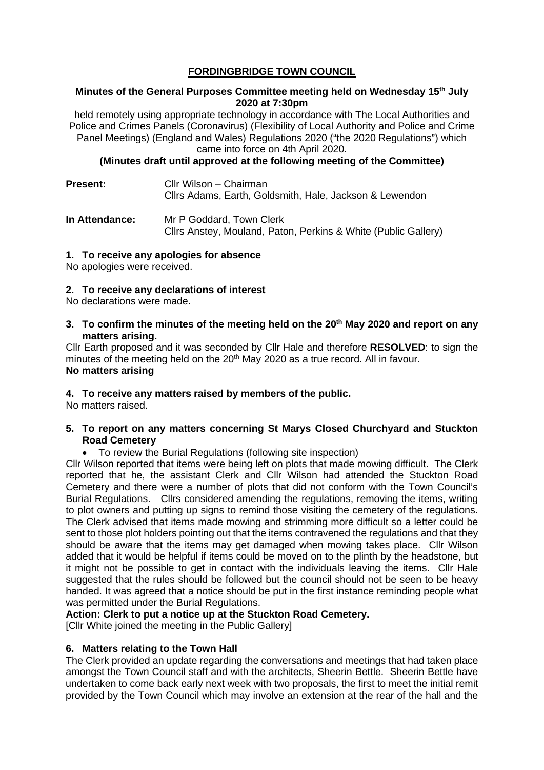# FORDINGBRIDGE TOWN COUNCIL

**Minutes of the General Purposes Committee meeting held on Wednesday 15th July 2020 at 7:30pm**

held remotely using appropriate technology in accordance with The Local Authorities and Police and Crimes Panels (Coronavirus) (Flexibility of Local Authority and Police and Crime Panel Meetings) (England and Wales) Regulations 2020 ("the 2020 Regulations") which came into force on 4th April 2020.

**(Minutes draft until approved at the following meeting of the Committee)**

**Present:** Cllr Wilson – Chairman
Cllrs Adams, Earth, Goldsmith, Hale, Jackson & Lewendon

**In Attendance:** Mr P Goddard, Town Clerk
Cllrs Anstey, Mouland, Paton, Perkins & White (Public Gallery)

**1. To receive any apologies for absence**

No apologies were received.

**2. To receive any declarations of interest**

No declarations were made.

**3. To confirm the minutes of the meeting held on the 20th May 2020 and report on any matters arising.**

Cllr Earth proposed and it was seconded by Cllr Hale and therefore **RESOLVED**: to sign the minutes of the meeting held on the 20th May 2020 as a true record. All in favour.

**No matters arising**

**4. To receive any matters raised by members of the public.**

No matters raised.

**5. To report on any matters concerning St Marys Closed Churchyard and Stuckton Road Cemetery**

- To review the Burial Regulations (following site inspection)

Cllr Wilson reported that items were being left on plots that made mowing difficult. The Clerk reported that he, the assistant Clerk and Cllr Wilson had attended the Stuckton Road Cemetery and there were a number of plots that did not conform with the Town Council's Burial Regulations. Cllrs considered amending the regulations, removing the items, writing to plot owners and putting up signs to remind those visiting the cemetery of the regulations. The Clerk advised that items made mowing and strimming more difficult so a letter could be sent to those plot holders pointing out that the items contravened the regulations and that they should be aware that the items may get damaged when mowing takes place. Cllr Wilson added that it would be helpful if items could be moved on to the plinth by the headstone, but it might not be possible to get in contact with the individuals leaving the items. Cllr Hale suggested that the rules should be followed but the council should not be seen to be heavy handed. It was agreed that a notice should be put in the first instance reminding people what was permitted under the Burial Regulations.

**Action: Clerk to put a notice up at the Stuckton Road Cemetery.**

[Cllr White joined the meeting in the Public Gallery]

**6. Matters relating to the Town Hall**

The Clerk provided an update regarding the conversations and meetings that had taken place amongst the Town Council staff and with the architects, Sheerin Bettle. Sheerin Bettle have undertaken to come back early next week with two proposals, the first to meet the initial remit provided by the Town Council which may involve an extension at the rear of the hall and the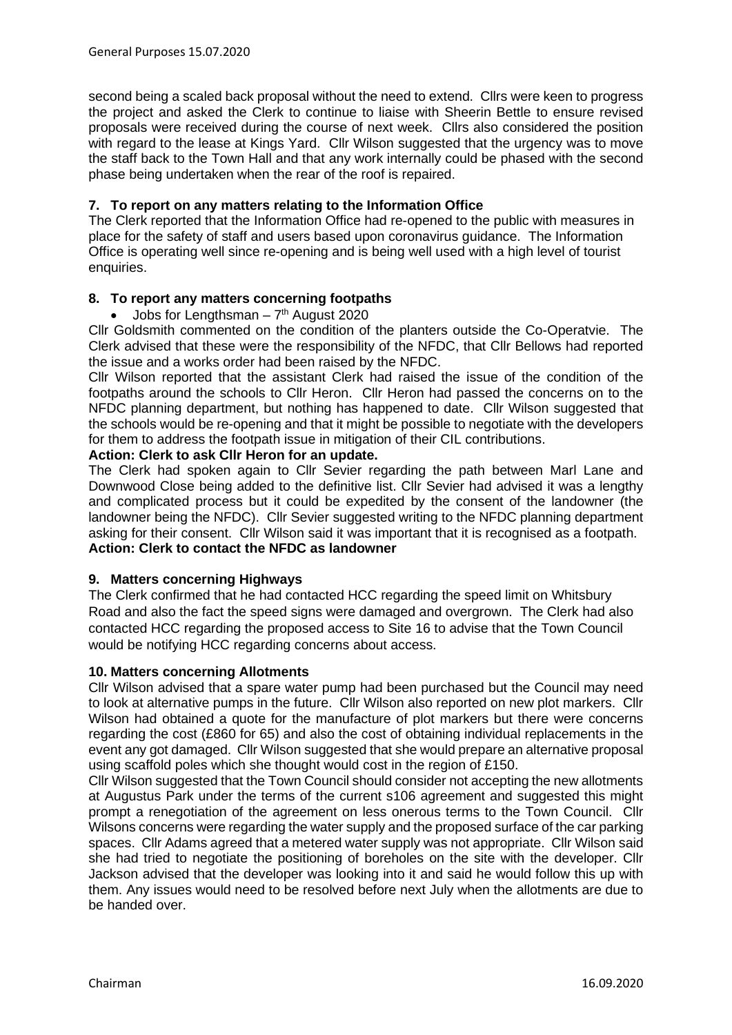second being a scaled back proposal without the need to extend. Cllrs were keen to progress the project and asked the Clerk to continue to liaise with Sheerin Bettle to ensure revised proposals were received during the course of next week. Cllrs also considered the position with regard to the lease at Kings Yard. Cllr Wilson suggested that the urgency was to move the staff back to the Town Hall and that any work internally could be phased with the second phase being undertaken when the rear of the roof is repaired.

### 7. To report on any matters relating to the Information Office

The Clerk reported that the Information Office had re-opened to the public with measures in place for the safety of staff and users based upon coronavirus guidance. The Information Office is operating well since re-opening and is being well used with a high level of tourist enquiries.

### 8. To report any matters concerning footpaths

- Jobs for Lengthsman – 7th August 2020

Cllr Goldsmith commented on the condition of the planters outside the Co-Operatvie. The Clerk advised that these were the responsibility of the NFDC, that Cllr Bellows had reported the issue and a works order had been raised by the NFDC.

Cllr Wilson reported that the assistant Clerk had raised the issue of the condition of the footpaths around the schools to Cllr Heron. Cllr Heron had passed the concerns on to the NFDC planning department, but nothing has happened to date. Cllr Wilson suggested that the schools would be re-opening and that it might be possible to negotiate with the developers for them to address the footpath issue in mitigation of their CIL contributions.

**Action: Clerk to ask Cllr Heron for an update.**

The Clerk had spoken again to Cllr Sevier regarding the path between Marl Lane and Downwood Close being added to the definitive list. Cllr Sevier had advised it was a lengthy and complicated process but it could be expedited by the consent of the landowner (the landowner being the NFDC). Cllr Sevier suggested writing to the NFDC planning department asking for their consent. Cllr Wilson said it was important that it is recognised as a footpath.

**Action: Clerk to contact the NFDC as landowner**

### 9. Matters concerning Highways

The Clerk confirmed that he had contacted HCC regarding the speed limit on Whitsbury Road and also the fact the speed signs were damaged and overgrown. The Clerk had also contacted HCC regarding the proposed access to Site 16 to advise that the Town Council would be notifying HCC regarding concerns about access.

### 10. Matters concerning Allotments

Cllr Wilson advised that a spare water pump had been purchased but the Council may need to look at alternative pumps in the future. Cllr Wilson also reported on new plot markers. Cllr Wilson had obtained a quote for the manufacture of plot markers but there were concerns regarding the cost (£860 for 65) and also the cost of obtaining individual replacements in the event any got damaged. Cllr Wilson suggested that she would prepare an alternative proposal using scaffold poles which she thought would cost in the region of £150.

Cllr Wilson suggested that the Town Council should consider not accepting the new allotments at Augustus Park under the terms of the current s106 agreement and suggested this might prompt a renegotiation of the agreement on less onerous terms to the Town Council. Cllr Wilsons concerns were regarding the water supply and the proposed surface of the car parking spaces. Cllr Adams agreed that a metered water supply was not appropriate. Cllr Wilson said she had tried to negotiate the positioning of boreholes on the site with the developer. Cllr Jackson advised that the developer was looking into it and said he would follow this up with them. Any issues would need to be resolved before next July when the allotments are due to be handed over.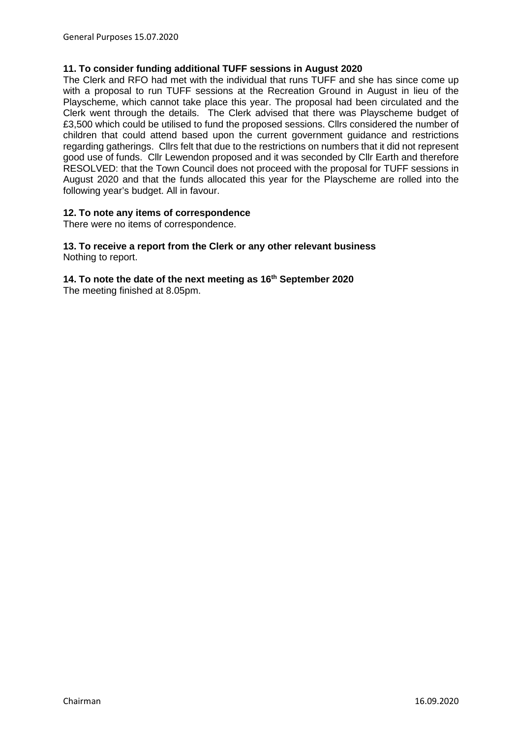**11. To consider funding additional TUFF sessions in August 2020**

The Clerk and RFO had met with the individual that runs TUFF and she has since come up with a proposal to run TUFF sessions at the Recreation Ground in August in lieu of the Playscheme, which cannot take place this year. The proposal had been circulated and the Clerk went through the details. The Clerk advised that there was Playscheme budget of £3,500 which could be utilised to fund the proposed sessions. Cllrs considered the number of children that could attend based upon the current government guidance and restrictions regarding gatherings. Cllrs felt that due to the restrictions on numbers that it did not represent good use of funds. Cllr Lewendon proposed and it was seconded by Cllr Earth and therefore RESOLVED: that the Town Council does not proceed with the proposal for TUFF sessions in August 2020 and that the funds allocated this year for the Playscheme are rolled into the following year's budget. All in favour.

**12. To note any items of correspondence**

There were no items of correspondence.

**13. To receive a report from the Clerk or any other relevant business**

Nothing to report.

**14. To note the date of the next meeting as 16th September 2020**

The meeting finished at 8.05pm.

Chairman 16.09.2020